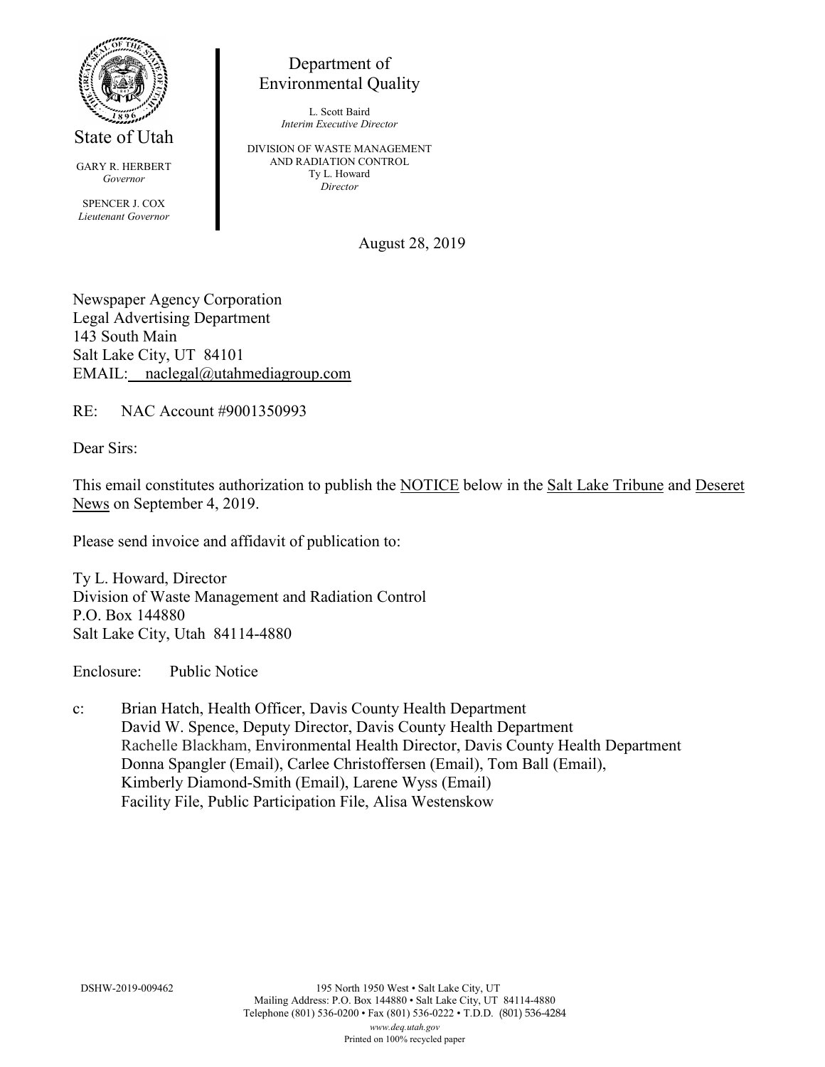State of Utah

GARY R. HERBERT
*Governor*

SPENCER J. COX
*Lieutenant Governor*

Department of
Environmental Quality

L. Scott Baird
*Interim Executive Director*

DIVISION OF WASTE MANAGEMENT
AND RADIATION CONTROL
Ty L. Howard
*Director*

August 28, 2019

Newspaper Agency Corporation
Legal Advertising Department
143 South Main
Salt Lake City, UT 84101
EMAIL: naclegal@utahmediagroup.com

RE: NAC Account #9001350993

Dear Sirs:

This email constitutes authorization to publish the NOTICE below in the Salt Lake Tribune and Deseret News on September 4, 2019.

Please send invoice and affidavit of publication to:

Ty L. Howard, Director
Division of Waste Management and Radiation Control
P.O. Box 144880
Salt Lake City, Utah 84114-4880

Enclosure: Public Notice

c: Brian Hatch, Health Officer, Davis County Health Department
David W. Spence, Deputy Director, Davis County Health Department
Rachelle Blackham, Environmental Health Director, Davis County Health Department
Donna Spangler (Email), Carlee Christoffersen (Email), Tom Ball (Email),
Kimberly Diamond-Smith (Email), Larene Wyss (Email)
Facility File, Public Participation File, Alisa Westenskow

DSHW-2019-009462

195 North 1950 West • Salt Lake City, UT
Mailing Address: P.O. Box 144880 • Salt Lake City, UT 84114-4880
Telephone (801) 536-0200 • Fax (801) 536-0222 • T.D.D. (801) 536-4284
*www.deq.utah.gov*
Printed on 100% recycled paper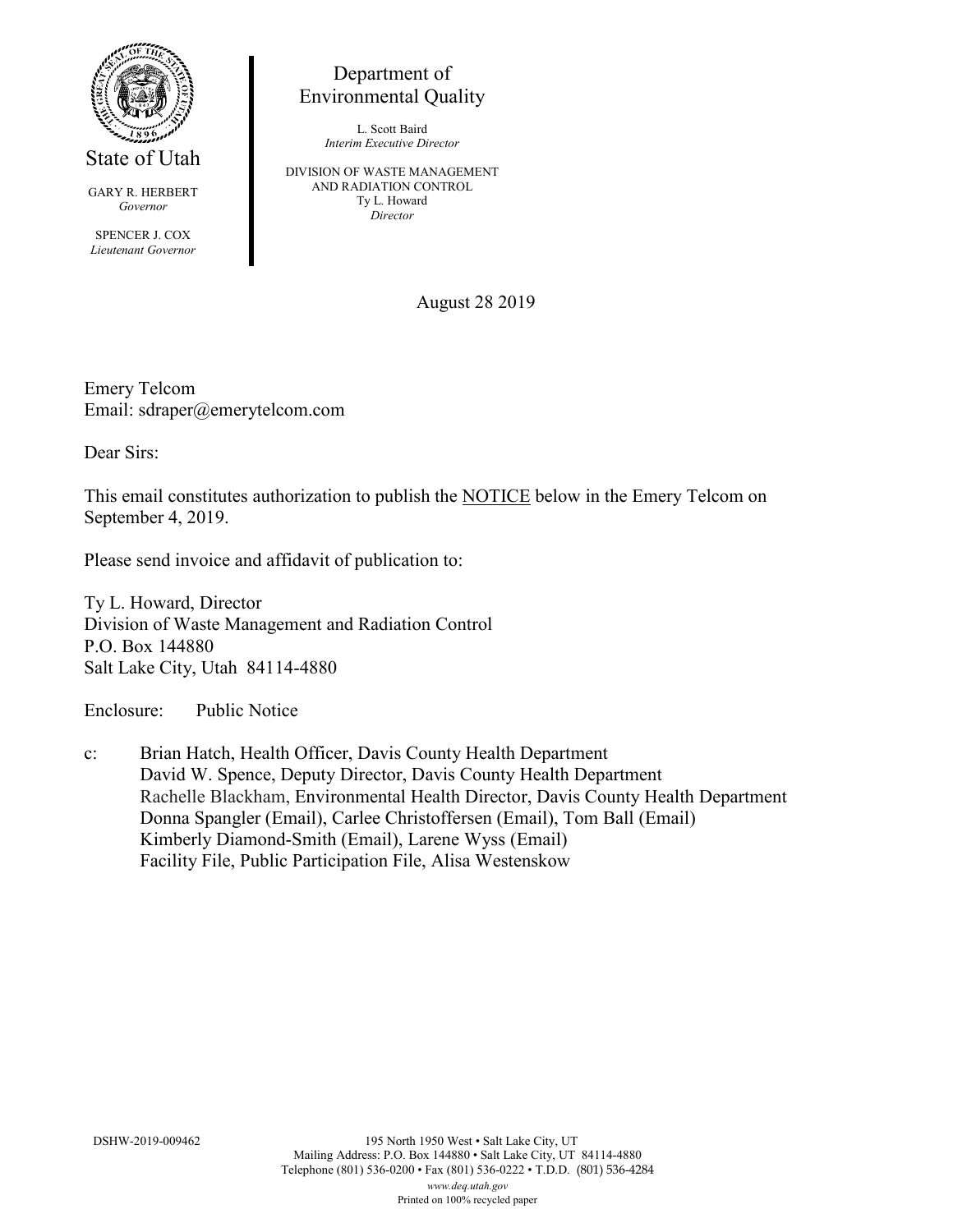State of Utah

GARY R. HERBERT
*Governor*

SPENCER J. COX
*Lieutenant Governor*

Department of
Environmental Quality

L. Scott Baird
*Interim Executive Director*

DIVISION OF WASTE MANAGEMENT
AND RADIATION CONTROL
Ty L. Howard
*Director*

August 28 2019

Emery Telcom
Email: sdraper@emerytelcom.com

Dear Sirs:

This email constitutes authorization to publish the NOTICE below in the Emery Telcom on September 4, 2019.

Please send invoice and affidavit of publication to:

Ty L. Howard, Director
Division of Waste Management and Radiation Control
P.O. Box 144880
Salt Lake City, Utah 84114-4880

Enclosure: Public Notice

c: Brian Hatch, Health Officer, Davis County Health Department
David W. Spence, Deputy Director, Davis County Health Department
Rachelle Blackham, Environmental Health Director, Davis County Health Department
Donna Spangler (Email), Carlee Christoffersen (Email), Tom Ball (Email)
Kimberly Diamond-Smith (Email), Larene Wyss (Email)
Facility File, Public Participation File, Alisa Westenskow

DSHW-2019-009462

195 North 1950 West • Salt Lake City, UT
Mailing Address: P.O. Box 144880 • Salt Lake City, UT 84114-4880
Telephone (801) 536-0200 • Fax (801) 536-0222 • T.D.D. (801) 536-4284
*www.deq.utah.gov*
Printed on 100% recycled paper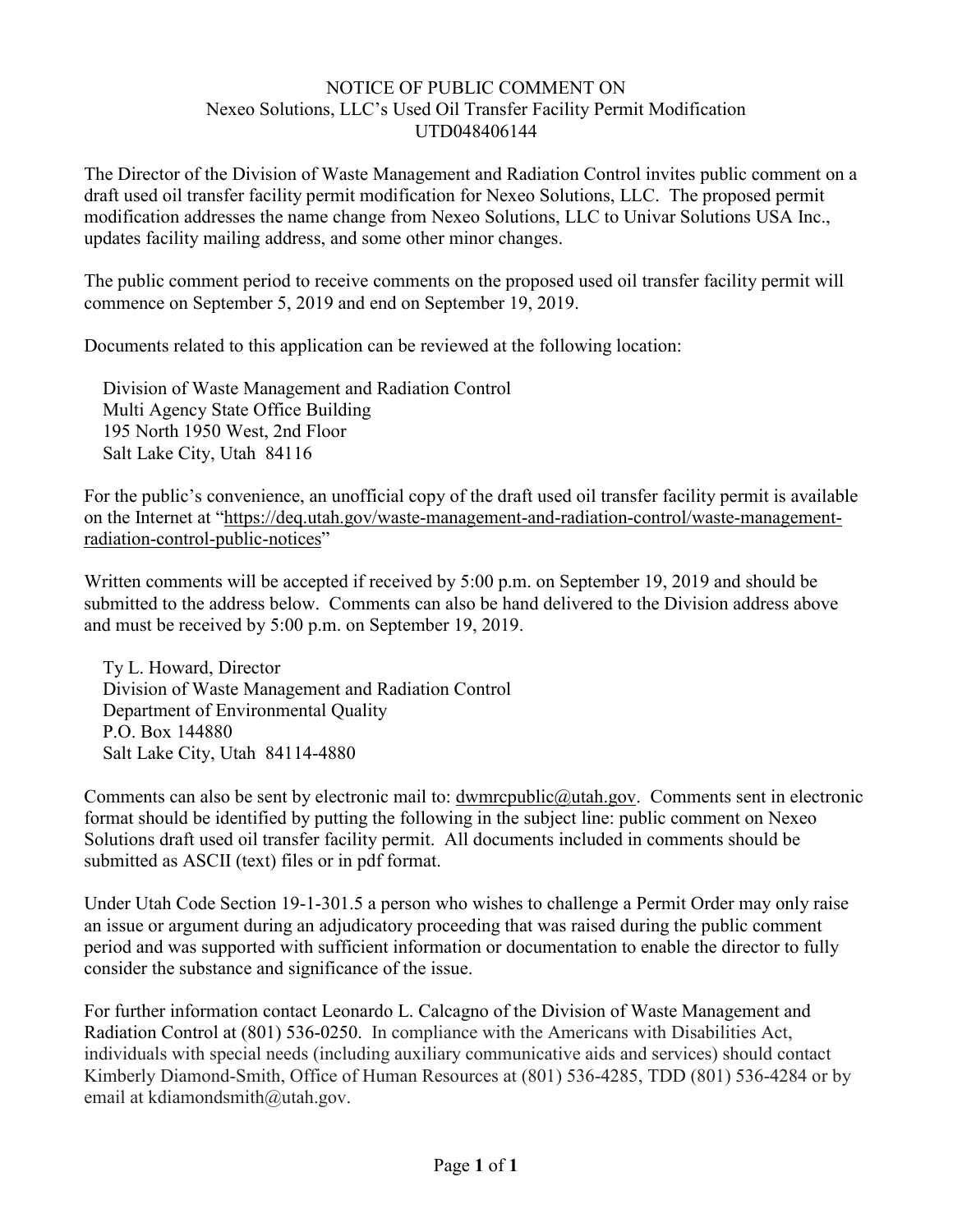# NOTICE OF PUBLIC COMMENT ON
## Nexeo Solutions, LLC's Used Oil Transfer Facility Permit Modification
## UTD048406144

The Director of the Division of Waste Management and Radiation Control invites public comment on a draft used oil transfer facility permit modification for Nexeo Solutions, LLC. The proposed permit modification addresses the name change from Nexeo Solutions, LLC to Univar Solutions USA Inc., updates facility mailing address, and some other minor changes.

The public comment period to receive comments on the proposed used oil transfer facility permit will commence on September 5, 2019 and end on September 19, 2019.

Documents related to this application can be reviewed at the following location:

Division of Waste Management and Radiation Control
Multi Agency State Office Building
195 North 1950 West, 2nd Floor
Salt Lake City, Utah 84116

For the public's convenience, an unofficial copy of the draft used oil transfer facility permit is available on the Internet at "https://deq.utah.gov/waste-management-and-radiation-control/waste-management-radiation-control-public-notices"

Written comments will be accepted if received by 5:00 p.m. on September 19, 2019 and should be submitted to the address below. Comments can also be hand delivered to the Division address above and must be received by 5:00 p.m. on September 19, 2019.

Ty L. Howard, Director
Division of Waste Management and Radiation Control
Department of Environmental Quality
P.O. Box 144880
Salt Lake City, Utah 84114-4880

Comments can also be sent by electronic mail to: dwmrcpublic@utah.gov. Comments sent in electronic format should be identified by putting the following in the subject line: public comment on Nexeo Solutions draft used oil transfer facility permit. All documents included in comments should be submitted as ASCII (text) files or in pdf format.

Under Utah Code Section 19-1-301.5 a person who wishes to challenge a Permit Order may only raise an issue or argument during an adjudicatory proceeding that was raised during the public comment period and was supported with sufficient information or documentation to enable the director to fully consider the substance and significance of the issue.

For further information contact Leonardo L. Calcagno of the Division of Waste Management and Radiation Control at (801) 536-0250. In compliance with the Americans with Disabilities Act, individuals with special needs (including auxiliary communicative aids and services) should contact Kimberly Diamond-Smith, Office of Human Resources at (801) 536-4285, TDD (801) 536-4284 or by email at kdiamondsmith@utah.gov.